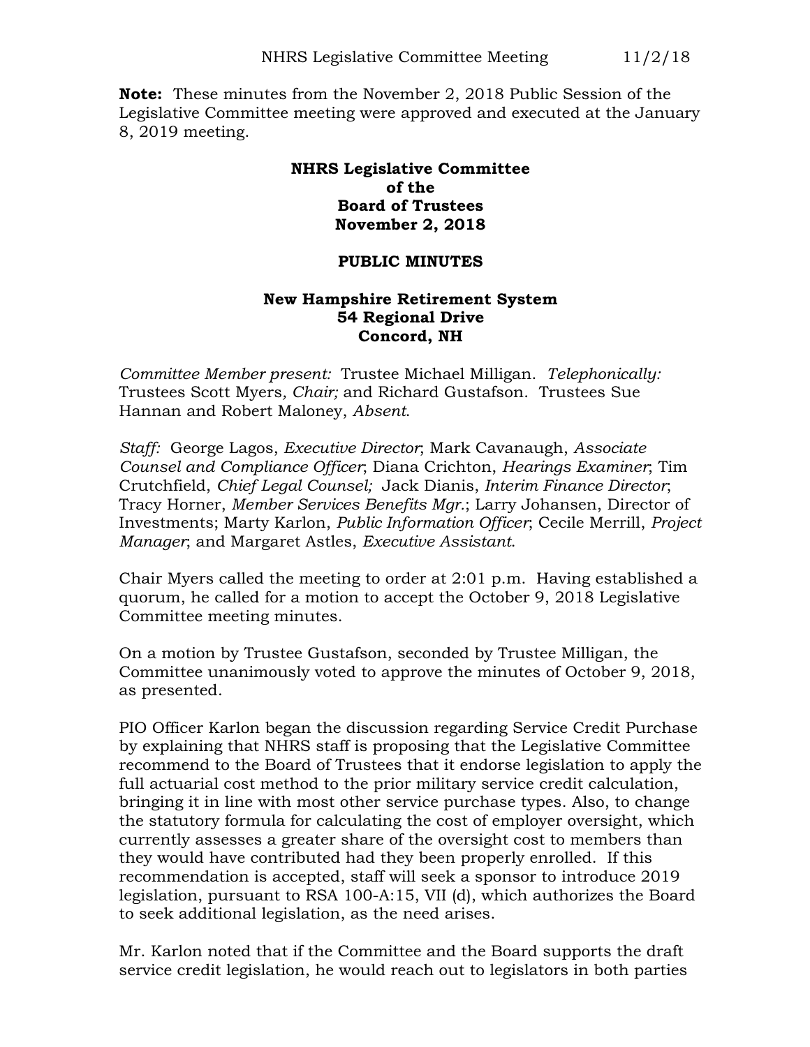**Note:** These minutes from the November 2, 2018 Public Session of the Legislative Committee meeting were approved and executed at the January 8, 2019 meeting.

**NHRS Legislative Committee**
**of the**
**Board of Trustees**
**November 2, 2018**

**PUBLIC MINUTES**

**New Hampshire Retirement System**
**54 Regional Drive**
**Concord, NH**

*Committee Member present:* Trustee Michael Milligan. *Telephonically:* Trustees Scott Myers*, Chair;* and Richard Gustafson. Trustees Sue Hannan and Robert Maloney, *Absent*.

*Staff:* George Lagos, *Executive Director*; Mark Cavanaugh, *Associate Counsel and Compliance Officer*; Diana Crichton, *Hearings Examiner*; Tim Crutchfield, *Chief Legal Counsel;* Jack Dianis, *Interim Finance Director*; Tracy Horner, *Member Services Benefits Mgr.*; Larry Johansen, Director of Investments; Marty Karlon, *Public Information Officer*; Cecile Merrill, *Project Manager*; and Margaret Astles, *Executive Assistant*.

Chair Myers called the meeting to order at 2:01 p.m. Having established a quorum, he called for a motion to accept the October 9, 2018 Legislative Committee meeting minutes.

On a motion by Trustee Gustafson, seconded by Trustee Milligan, the Committee unanimously voted to approve the minutes of October 9, 2018, as presented.

PIO Officer Karlon began the discussion regarding Service Credit Purchase by explaining that NHRS staff is proposing that the Legislative Committee recommend to the Board of Trustees that it endorse legislation to apply the full actuarial cost method to the prior military service credit calculation, bringing it in line with most other service purchase types. Also, to change the statutory formula for calculating the cost of employer oversight, which currently assesses a greater share of the oversight cost to members than they would have contributed had they been properly enrolled. If this recommendation is accepted, staff will seek a sponsor to introduce 2019 legislation, pursuant to RSA 100-A:15, VII (d), which authorizes the Board to seek additional legislation, as the need arises.

Mr. Karlon noted that if the Committee and the Board supports the draft service credit legislation, he would reach out to legislators in both parties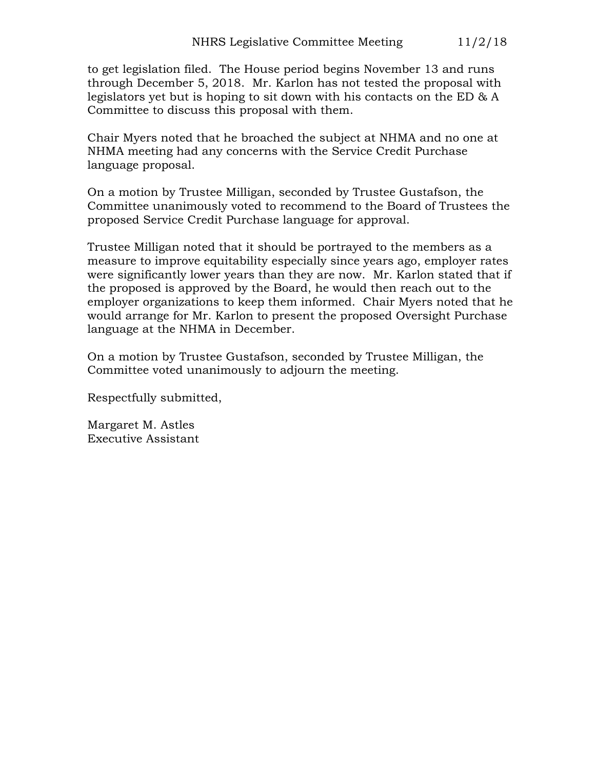to get legislation filed. The House period begins November 13 and runs through December 5, 2018. Mr. Karlon has not tested the proposal with legislators yet but is hoping to sit down with his contacts on the ED & A Committee to discuss this proposal with them.

Chair Myers noted that he broached the subject at NHMA and no one at NHMA meeting had any concerns with the Service Credit Purchase language proposal.

On a motion by Trustee Milligan, seconded by Trustee Gustafson, the Committee unanimously voted to recommend to the Board of Trustees the proposed Service Credit Purchase language for approval.

Trustee Milligan noted that it should be portrayed to the members as a measure to improve equitability especially since years ago, employer rates were significantly lower years than they are now. Mr. Karlon stated that if the proposed is approved by the Board, he would then reach out to the employer organizations to keep them informed. Chair Myers noted that he would arrange for Mr. Karlon to present the proposed Oversight Purchase language at the NHMA in December.

On a motion by Trustee Gustafson, seconded by Trustee Milligan, the Committee voted unanimously to adjourn the meeting.

Respectfully submitted,

Margaret M. Astles
Executive Assistant